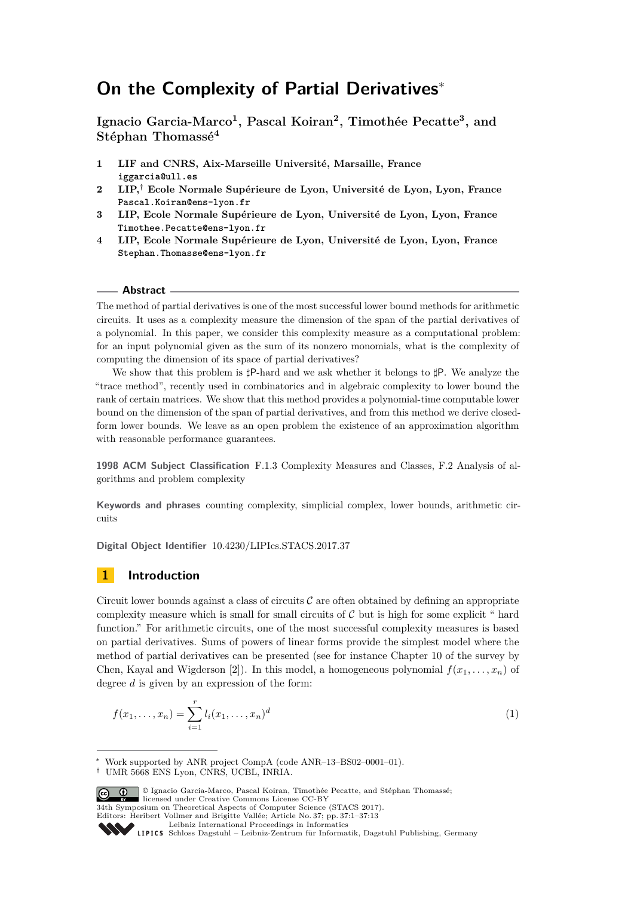# On the Complexity of Partial Derivatives*

**Ignacio Garcia-Marco[1], Pascal Koiran[2], Timothée Pecatte[3], and Stéphan Thomassé[4]**

1. **LIF and CNRS, Aix-Marseille Université, Marsaille, France**
   iggarcia@ull.es
2. **LIP,[†] Ecole Normale Supérieure de Lyon, Université de Lyon, Lyon, France**
   Pascal.Koiran@ens-lyon.fr
3. **LIP, Ecole Normale Supérieure de Lyon, Université de Lyon, Lyon, France**
   Timothee.Pecatte@ens-lyon.fr
4. **LIP, Ecole Normale Supérieure de Lyon, Université de Lyon, Lyon, France**
   Stephan.Thomasse@ens-lyon.fr

## Abstract

The method of partial derivatives is one of the most successful lower bound methods for arithmetic circuits. It uses as a complexity measure the dimension of the span of the partial derivatives of a polynomial. In this paper, we consider this complexity measure as a computational problem: for an input polynomial given as the sum of its nonzero monomials, what is the complexity of computing the dimension of its space of partial derivatives?

We show that this problem is ♯P-hard and we ask whether it belongs to ♯P. We analyze the "trace method", recently used in combinatorics and in algebraic complexity to lower bound the rank of certain matrices. We show that this method provides a polynomial-time computable lower bound on the dimension of the span of partial derivatives, and from this method we derive closed-form lower bounds. We leave as an open problem the existence of an approximation algorithm with reasonable performance guarantees.

**1998 ACM Subject Classification** F.1.3 Complexity Measures and Classes, F.2 Analysis of algorithms and problem complexity

**Keywords and phrases** counting complexity, simplicial complex, lower bounds, arithmetic circuits

**Digital Object Identifier** 10.4230/LIPIcs.STACS.2017.37

## 1 Introduction

Circuit lower bounds against a class of circuits $\mathcal{C}$ are often obtained by defining an appropriate complexity measure which is small for small circuits of $\mathcal{C}$ but is high for some explicit " hard function." For arithmetic circuits, one of the most successful complexity measures is based on partial derivatives. Sums of powers of linear forms provide the simplest model where the method of partial derivatives can be presented (see for instance Chapter 10 of the survey by Chen, Kayal and Wigderson [2]). In this model, a homogeneous polynomial $f(x_1, \ldots, x_n)$ of degree $d$ is given by an expression of the form:

$$f(x_1, \ldots, x_n) = \sum_{i=1}^{r} l_i(x_1, \ldots, x_n)^d \tag{1}$$

---

* Work supported by ANR project CompA (code ANR–13–BS02–0001–01).
† UMR 5668 ENS Lyon, CNRS, UCBL, INRIA.

© Ignacio Garcia-Marco, Pascal Koiran, Timothée Pecatte, and Stéphan Thomassé; licensed under Creative Commons License CC-BY
34th Symposium on Theoretical Aspects of Computer Science (STACS 2017).
Editors: Heribert Vollmer and Brigitte Vallée; Article No. 37; pp. 37:1–37:13
Leibniz International Proceedings in Informatics
Schloss Dagstuhl – Leibniz-Zentrum für Informatik, Dagstuhl Publishing, Germany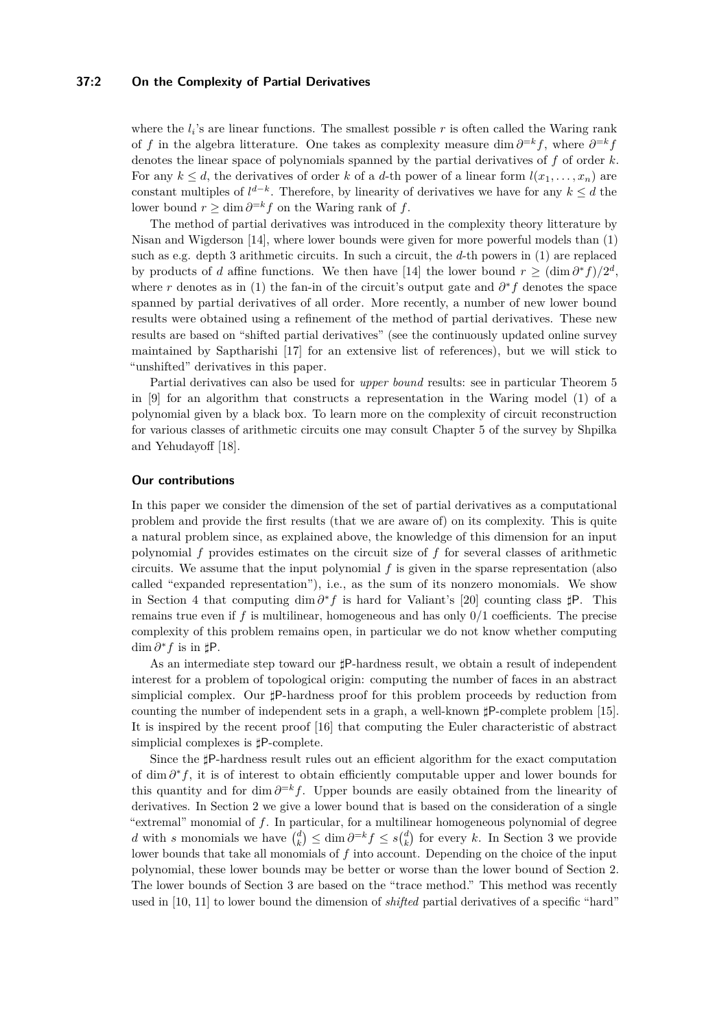where the $l_i$'s are linear functions. The smallest possible $r$ is often called the Waring rank of $f$ in the algebra litterature. One takes as complexity measure $\dim \partial^{=k} f$, where $\partial^{=k} f$ denotes the linear space of polynomials spanned by the partial derivatives of $f$ of order $k$. For any $k \leq d$, the derivatives of order $k$ of a $d$-th power of a linear form $l(x_1, \ldots, x_n)$ are constant multiples of $l^{d-k}$. Therefore, by linearity of derivatives we have for any $k \leq d$ the lower bound $r \geq \dim \partial^{=k} f$ on the Waring rank of $f$.

The method of partial derivatives was introduced in the complexity theory litterature by Nisan and Wigderson [14], where lower bounds were given for more powerful models than (1) such as e.g. depth 3 arithmetic circuits. In such a circuit, the $d$-th powers in (1) are replaced by products of $d$ affine functions. We then have [14] the lower bound $r \geq (\dim \partial^* f)/2^d$, where $r$ denotes as in (1) the fan-in of the circuit's output gate and $\partial^* f$ denotes the space spanned by partial derivatives of all order. More recently, a number of new lower bound results were obtained using a refinement of the method of partial derivatives. These new results are based on "shifted partial derivatives" (see the continuously updated online survey maintained by Saptharishi [17] for an extensive list of references), but we will stick to "unshifted" derivatives in this paper.

Partial derivatives can also be used for *upper bound* results: see in particular Theorem 5 in [9] for an algorithm that constructs a representation in the Waring model (1) of a polynomial given by a black box. To learn more on the complexity of circuit reconstruction for various classes of arithmetic circuits one may consult Chapter 5 of the survey by Shpilka and Yehudayoff [18].

#### Our contributions

In this paper we consider the dimension of the set of partial derivatives as a computational problem and provide the first results (that we are aware of) on its complexity. This is quite a natural problem since, as explained above, the knowledge of this dimension for an input polynomial $f$ provides estimates on the circuit size of $f$ for several classes of arithmetic circuits. We assume that the input polynomial $f$ is given in the sparse representation (also called "expanded representation"), i.e., as the sum of its nonzero monomials. We show in Section 4 that computing $\dim \partial^* f$ is hard for Valiant's [20] counting class $\sharp$P. This remains true even if $f$ is multilinear, homogeneous and has only 0/1 coefficients. The precise complexity of this problem remains open, in particular we do not know whether computing $\dim \partial^* f$ is in $\sharp$P.

As an intermediate step toward our $\sharp$P-hardness result, we obtain a result of independent interest for a problem of topological origin: computing the number of faces in an abstract simplicial complex. Our $\sharp$P-hardness proof for this problem proceeds by reduction from counting the number of independent sets in a graph, a well-known $\sharp$P-complete problem [15]. It is inspired by the recent proof [16] that computing the Euler characteristic of abstract simplicial complexes is $\sharp$P-complete.

Since the $\sharp$P-hardness result rules out an efficient algorithm for the exact computation of $\dim \partial^* f$, it is of interest to obtain efficiently computable upper and lower bounds for this quantity and for $\dim \partial^{=k} f$. Upper bounds are easily obtained from the linearity of derivatives. In Section 2 we give a lower bound that is based on the consideration of a single "extremal" monomial of $f$. In particular, for a multilinear homogeneous polynomial of degree $d$ with $s$ monomials we have $\binom{d}{k} \leq \dim \partial^{=k} f \leq s\binom{d}{k}$ for every $k$. In Section 3 we provide lower bounds that take all monomials of $f$ into account. Depending on the choice of the input polynomial, these lower bounds may be better or worse than the lower bound of Section 2. The lower bounds of Section 3 are based on the "trace method." This method was recently used in [10, 11] to lower bound the dimension of *shifted* partial derivatives of a specific "hard"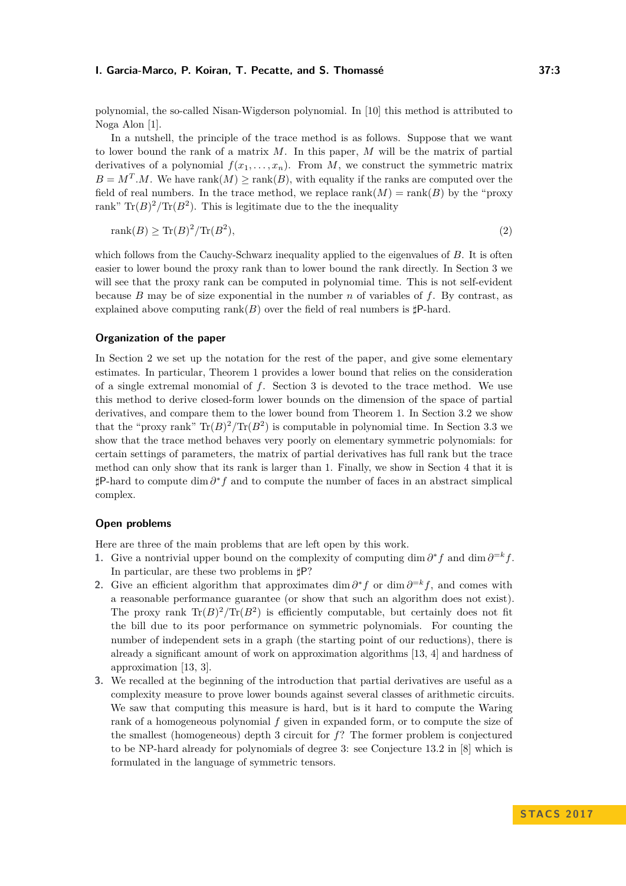polynomial, the so-called Nisan-Wigderson polynomial. In [10] this method is attributed to Noga Alon [1].

In a nutshell, the principle of the trace method is as follows. Suppose that we want to lower bound the rank of a matrix $M$. In this paper, $M$ will be the matrix of partial derivatives of a polynomial $f(x_1, \ldots, x_n)$. From $M$, we construct the symmetric matrix $B = M^T.M$. We have $\text{rank}(M) \geq \text{rank}(B)$, with equality if the ranks are computed over the field of real numbers. In the trace method, we replace $\text{rank}(M) = \text{rank}(B)$ by the "proxy rank" $\text{Tr}(B)^2/\text{Tr}(B^2)$. This is legitimate due to the the inequality

$$\text{rank}(B) \geq \text{Tr}(B)^2/\text{Tr}(B^2), \tag{2}$$

which follows from the Cauchy-Schwarz inequality applied to the eigenvalues of $B$. It is often easier to lower bound the proxy rank than to lower bound the rank directly. In Section 3 we will see that the proxy rank can be computed in polynomial time. This is not self-evident because $B$ may be of size exponential in the number $n$ of variables of $f$. By contrast, as explained above computing $\text{rank}(B)$ over the field of real numbers is ♯P-hard.

### Organization of the paper

In Section 2 we set up the notation for the rest of the paper, and give some elementary estimates. In particular, Theorem 1 provides a lower bound that relies on the consideration of a single extremal monomial of $f$. Section 3 is devoted to the trace method. We use this method to derive closed-form lower bounds on the dimension of the space of partial derivatives, and compare them to the lower bound from Theorem 1. In Section 3.2 we show that the "proxy rank" $\text{Tr}(B)^2/\text{Tr}(B^2)$ is computable in polynomial time. In Section 3.3 we show that the trace method behaves very poorly on elementary symmetric polynomials: for certain settings of parameters, the matrix of partial derivatives has full rank but the trace method can only show that its rank is larger than 1. Finally, we show in Section 4 that it is ♯P-hard to compute $\dim \partial^* f$ and to compute the number of faces in an abstract simplicial complex.

### Open problems

Here are three of the main problems that are left open by this work.

1. Give a nontrivial upper bound on the complexity of computing $\dim \partial^* f$ and $\dim \partial^{=k} f$. In particular, are these two problems in ♯P?
2. Give an efficient algorithm that approximates $\dim \partial^* f$ or $\dim \partial^{=k} f$, and comes with a reasonable performance guarantee (or show that such an algorithm does not exist). The proxy rank $\text{Tr}(B)^2/\text{Tr}(B^2)$ is efficiently computable, but certainly does not fit the bill due to its poor performance on symmetric polynomials. For counting the number of independent sets in a graph (the starting point of our reductions), there is already a significant amount of work on approximation algorithms [13, 4] and hardness of approximation [13, 3].
3. We recalled at the beginning of the introduction that partial derivatives are useful as a complexity measure to prove lower bounds against several classes of arithmetic circuits. We saw that computing this measure is hard, but is it hard to compute the Waring rank of a homogeneous polynomial $f$ given in expanded form, or to compute the size of the smallest (homogeneous) depth 3 circuit for $f$? The former problem is conjectured to be NP-hard already for polynomials of degree 3: see Conjecture 13.2 in [8] which is formulated in the language of symmetric tensors.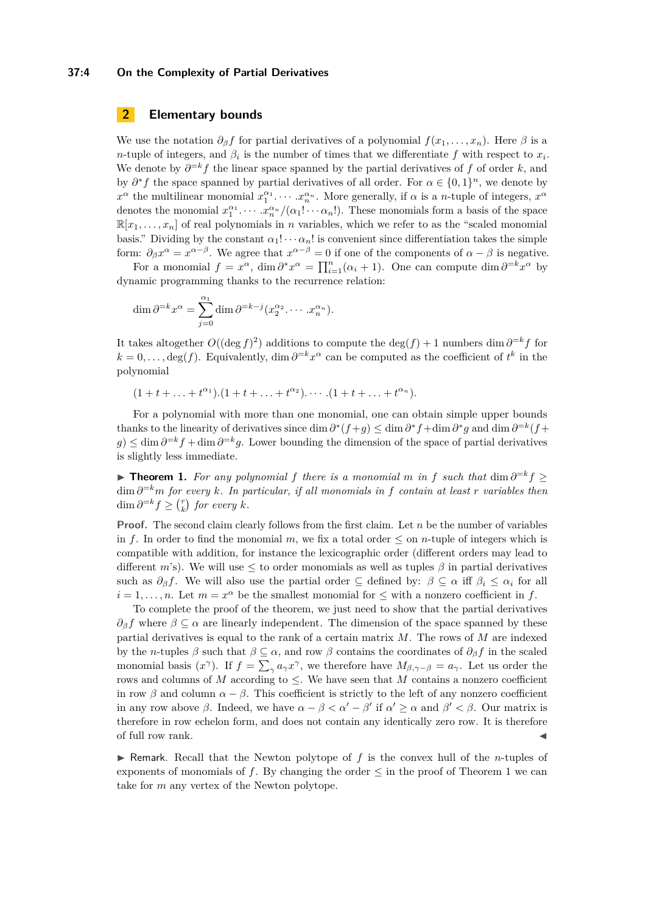## 2 Elementary bounds

We use the notation $\partial_\beta f$ for partial derivatives of a polynomial $f(x_1, \ldots, x_n)$. Here $\beta$ is a $n$-tuple of integers, and $\beta_i$ is the number of times that we differentiate $f$ with respect to $x_i$. We denote by $\partial^{=k} f$ the linear space spanned by the partial derivatives of $f$ of order $k$, and by $\partial^* f$ the space spanned by partial derivatives of all order. For $\alpha \in \{0,1\}^n$, we denote by $x^\alpha$ the multilinear monomial $x_1^{\alpha_1} \cdot \cdots \cdot x_n^{\alpha_n}$. More generally, if $\alpha$ is a $n$-tuple of integers, $x^\alpha$ denotes the monomial $x_1^{\alpha_1} \cdot \cdots \cdot x_n^{\alpha_n} / (\alpha_1! \cdots \alpha_n!)$. These monomials form a basis of the space $\mathbb{R}[x_1, \ldots, x_n]$ of real polynomials in $n$ variables, which we refer to as the "scaled monomial basis." Dividing by the constant $\alpha_1! \cdots \alpha_n!$ is convenient since differentiation takes the simple form: $\partial_\beta x^\alpha = x^{\alpha - \beta}$. We agree that $x^{\alpha-\beta} = 0$ if one of the components of $\alpha - \beta$ is negative.

For a monomial $f = x^\alpha$, $\dim \partial^* x^\alpha = \prod_{i=1}^n (\alpha_i + 1)$. One can compute $\dim \partial^{=k} x^\alpha$ by dynamic programming thanks to the recurrence relation:

$$\dim \partial^{=k} x^\alpha = \sum_{j=0}^{\alpha_1} \dim \partial^{=k-j} (x_2^{\alpha_2} \cdot \cdots \cdot x_n^{\alpha_n}).$$

It takes altogether $O((\deg f)^2)$ additions to compute the $\deg(f) + 1$ numbers $\dim \partial^{=k} f$ for $k = 0, \ldots, \deg(f)$. Equivalently, $\dim \partial^{=k} x^\alpha$ can be computed as the coefficient of $t^k$ in the polynomial

$$(1 + t + \ldots + t^{\alpha_1}).(1 + t + \ldots + t^{\alpha_2}). \cdots .(1 + t + \ldots + t^{\alpha_n}).$$

For a polynomial with more than one monomial, one can obtain simple upper bounds thanks to the linearity of derivatives since $\dim \partial^*(f+g) \leq \dim \partial^* f + \dim \partial^* g$ and $\dim \partial^{=k}(f + g) \leq \dim \partial^{=k} f + \dim \partial^{=k} g$. Lower bounding the dimension of the space of partial derivatives is slightly less immediate.

▶ **Theorem 1.** *For any polynomial $f$ there is a monomial $m$ in $f$ such that $\dim \partial^{=k} f \geq \dim \partial^{=k} m$ for every $k$. In particular, if all monomials in $f$ contain at least $r$ variables then $\dim \partial^{=k} f \geq \binom{r}{k}$ for every $k$.*

**Proof.** The second claim clearly follows from the first claim. Let $n$ be the number of variables in $f$. In order to find the monomial $m$, we fix a total order $\leq$ on $n$-tuple of integers which is compatible with addition, for instance the lexicographic order (different orders may lead to different $m$'s). We will use $\leq$ to order monomials as well as tuples $\beta$ in partial derivatives such as $\partial_\beta f$. We will also use the partial order $\subseteq$ defined by: $\beta \subseteq \alpha$ iff $\beta_i \leq \alpha_i$ for all $i = 1, \ldots, n$. Let $m = x^\alpha$ be the smallest monomial for $\leq$ with a nonzero coefficient in $f$.

To complete the proof of the theorem, we just need to show that the partial derivatives $\partial_\beta f$ where $\beta \subseteq \alpha$ are linearly independent. The dimension of the space spanned by these partial derivatives is equal to the rank of a certain matrix $M$. The rows of $M$ are indexed by the $n$-tuples $\beta$ such that $\beta \subseteq \alpha$, and row $\beta$ contains the coordinates of $\partial_\beta f$ in the scaled monomial basis $(x^\gamma)$. If $f = \sum_\gamma a_\gamma x^\gamma$, we therefore have $M_{\beta, \gamma - \beta} = a_\gamma$. Let us order the rows and columns of $M$ according to $\leq$. We have seen that $M$ contains a nonzero coefficient in row $\beta$ and column $\alpha - \beta$. This coefficient is strictly to the left of any nonzero coefficient in any row above $\beta$. Indeed, we have $\alpha - \beta < \alpha' - \beta'$ if $\alpha' \geq \alpha$ and $\beta' < \beta$. Our matrix is therefore in row echelon form, and does not contain any identically zero row. It is therefore of full row rank. ◀

▶ Remark. Recall that the Newton polytope of $f$ is the convex hull of the $n$-tuples of exponents of monomials of $f$. By changing the order $\leq$ in the proof of Theorem 1 we can take for $m$ any vertex of the Newton polytope.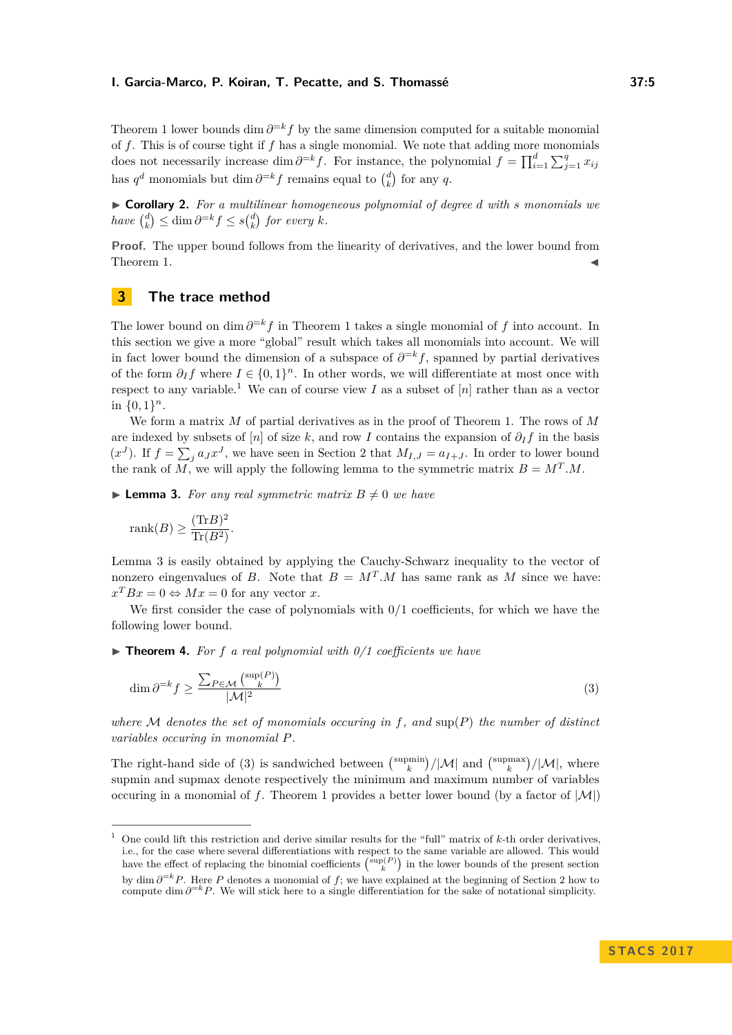Theorem 1 lower bounds $\dim \partial^{=k} f$ by the same dimension computed for a suitable monomial of $f$. This is of course tight if $f$ has a single monomial. We note that adding more monomials does not necessarily increase $\dim \partial^{=k} f$. For instance, the polynomial $f = \prod_{i=1}^{d} \sum_{j=1}^{q} x_{ij}$ has $q^d$ monomials but $\dim \partial^{=k} f$ remains equal to $\binom{d}{k}$ for any $q$.

▶ **Corollary 2.** *For a multilinear homogeneous polynomial of degree $d$ with $s$ monomials we have $\binom{d}{k} \leq \dim \partial^{=k} f \leq s\binom{d}{k}$ for every $k$.*

**Proof.** The upper bound follows from the linearity of derivatives, and the lower bound from Theorem 1. ◀

## 3 The trace method

The lower bound on $\dim \partial^{=k} f$ in Theorem 1 takes a single monomial of $f$ into account. In this section we give a more "global" result which takes all monomials into account. We will in fact lower bound the dimension of a subspace of $\partial^{=k} f$, spanned by partial derivatives of the form $\partial_I f$ where $I \in \{0,1\}^n$. In other words, we will differentiate at most once with respect to any variable.[1] We can of course view $I$ as a subset of $[n]$ rather than as a vector in $\{0,1\}^n$.

We form a matrix $M$ of partial derivatives as in the proof of Theorem 1. The rows of $M$ are indexed by subsets of $[n]$ of size $k$, and row $I$ contains the expansion of $\partial_I f$ in the basis $(x^J)$. If $f = \sum_J a_J x^J$, we have seen in Section 2 that $M_{I,J} = a_{I+J}$. In order to lower bound the rank of $M$, we will apply the following lemma to the symmetric matrix $B = M^T.M$.

▶ **Lemma 3.** *For any real symmetric matrix $B \neq 0$ we have*

$$\mathrm{rank}(B) \geq \frac{(\mathrm{Tr} B)^2}{\mathrm{Tr}(B^2)}.$$

Lemma 3 is easily obtained by applying the Cauchy-Schwarz inequality to the vector of nonzero eingenvalues of $B$. Note that $B = M^T.M$ has same rank as $M$ since we have: $x^T B x = 0 \Leftrightarrow Mx = 0$ for any vector $x$.

We first consider the case of polynomials with 0/1 coefficients, for which we have the following lower bound.

▶ **Theorem 4.** *For $f$ a real polynomial with 0/1 coefficients we have*

$$\dim \partial^{=k} f \geq \frac{\sum_{P \in \mathcal{M}} \binom{\sup(P)}{k}}{|\mathcal{M}|^2} \tag{3}$$

*where $\mathcal{M}$ denotes the set of monomials occuring in $f$, and $\sup(P)$ the number of distinct variables occuring in monomial $P$.*

The right-hand side of (3) is sandwiched between $\binom{\text{supmin}}{k}/|\mathcal{M}|$ and $\binom{\text{supmax}}{k}/|\mathcal{M}|$, where supmin and supmax denote respectively the minimum and maximum number of variables occuring in a monomial of $f$. Theorem 1 provides a better lower bound (by a factor of $|\mathcal{M}|$)

---

[1] One could lift this restriction and derive similar results for the "full" matrix of $k$-th order derivatives, i.e., for the case where several differentiations with respect to the same variable are allowed. This would have the effect of replacing the binomial coefficients $\binom{\sup(P)}{k}$ in the lower bounds of the present section by $\dim \partial^{=k} P$. Here $P$ denotes a monomial of $f$; we have explained at the beginning of Section 2 how to compute $\dim \partial^{=k} P$. We will stick here to a single differentiation for the sake of notational simplicity.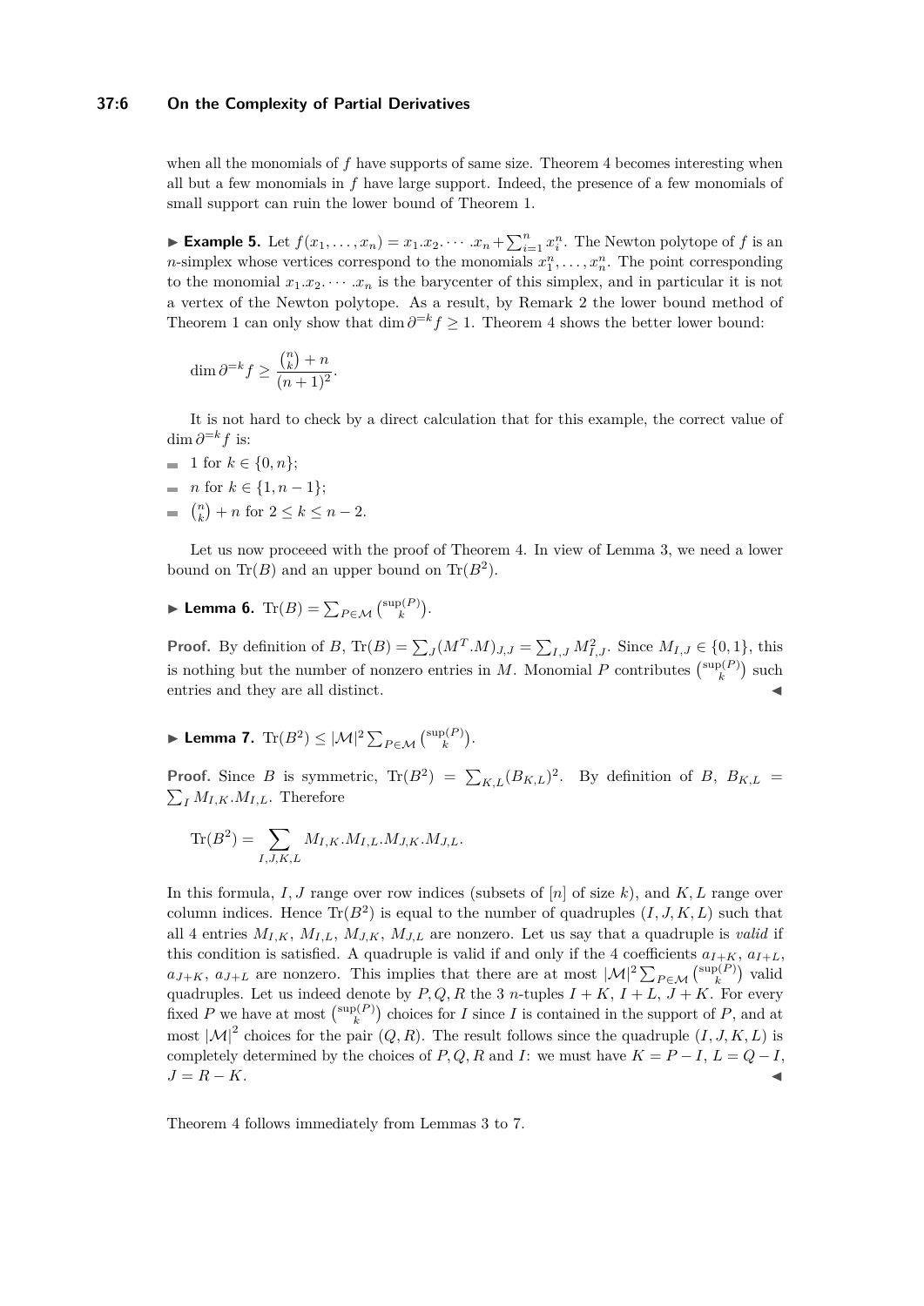when all the monomials of $f$ have supports of same size. Theorem 4 becomes interesting when all but a few monomials in $f$ have large support. Indeed, the presence of a few monomials of small support can ruin the lower bound of Theorem 1.

▶ **Example 5.** Let $f(x_1, \ldots, x_n) = x_1.x_2.\cdots.x_n + \sum_{i=1}^{n} x_i^n$. The Newton polytope of $f$ is an $n$-simplex whose vertices correspond to the monomials $x_1^n, \ldots, x_n^n$. The point corresponding to the monomial $x_1.x_2.\cdots.x_n$ is the barycenter of this simplex, and in particular it is not a vertex of the Newton polytope. As a result, by Remark 2 the lower bound method of Theorem 1 can only show that $\dim \partial^{=k} f \geq 1$. Theorem 4 shows the better lower bound:

$$\dim \partial^{=k} f \geq \frac{\binom{n}{k} + n}{(n+1)^2}.$$

It is not hard to check by a direct calculation that for this example, the correct value of $\dim \partial^{=k} f$ is:

- 1 for $k \in \{0, n\}$;
- $n$ for $k \in \{1, n-1\}$;
- $\binom{n}{k} + n$ for $2 \leq k \leq n-2$.

Let us now proceeed with the proof of Theorem 4. In view of Lemma 3, we need a lower bound on $\mathrm{Tr}(B)$ and an upper bound on $\mathrm{Tr}(B^2)$.

▶ **Lemma 6.** $\mathrm{Tr}(B) = \sum_{P \in \mathcal{M}} \binom{\sup(P)}{k}$.

**Proof.** By definition of $B$, $\mathrm{Tr}(B) = \sum_J (M^T.M)_{J,J} = \sum_{I,J} M_{I,J}^2$. Since $M_{I,J} \in \{0, 1\}$, this is nothing but the number of nonzero entries in $M$. Monomial $P$ contributes $\binom{\sup(P)}{k}$ such entries and they are all distinct. ◀

▶ **Lemma 7.** $\mathrm{Tr}(B^2) \leq |\mathcal{M}|^2 \sum_{P \in \mathcal{M}} \binom{\sup(P)}{k}$.

**Proof.** Since $B$ is symmetric, $\mathrm{Tr}(B^2) = \sum_{K,L} (B_{K,L})^2$. By definition of $B$, $B_{K,L} = \sum_I M_{I,K}.M_{I,L}$. Therefore

$$\mathrm{Tr}(B^2) = \sum_{I,J,K,L} M_{I,K}.M_{I,L}.M_{J,K}.M_{J,L}.$$

In this formula, $I, J$ range over row indices (subsets of $[n]$ of size $k$), and $K, L$ range over column indices. Hence $\mathrm{Tr}(B^2)$ is equal to the number of quadruples $(I, J, K, L)$ such that all 4 entries $M_{I,K}$, $M_{I,L}$, $M_{J,K}$, $M_{J,L}$ are nonzero. Let us say that a quadruple is *valid* if this condition is satisfied. A quadruple is valid if and only if the 4 coefficients $a_{I+K}$, $a_{I+L}$, $a_{J+K}$, $a_{J+L}$ are nonzero. This implies that there are at most $|\mathcal{M}|^2 \sum_{P \in \mathcal{M}} \binom{\sup(P)}{k}$ valid quadruples. Let us indeed denote by $P, Q, R$ the 3 $n$-tuples $I + K$, $I + L$, $J + K$. For every fixed $P$ we have at most $\binom{\sup(P)}{k}$ choices for $I$ since $I$ is contained in the support of $P$, and at most $|\mathcal{M}|^2$ choices for the pair $(Q, R)$. The result follows since the quadruple $(I, J, K, L)$ is completely determined by the choices of $P, Q, R$ and $I$: we must have $K = P - I$, $L = Q - I$, $J = R - K$. ◀

Theorem 4 follows immediately from Lemmas 3 to 7.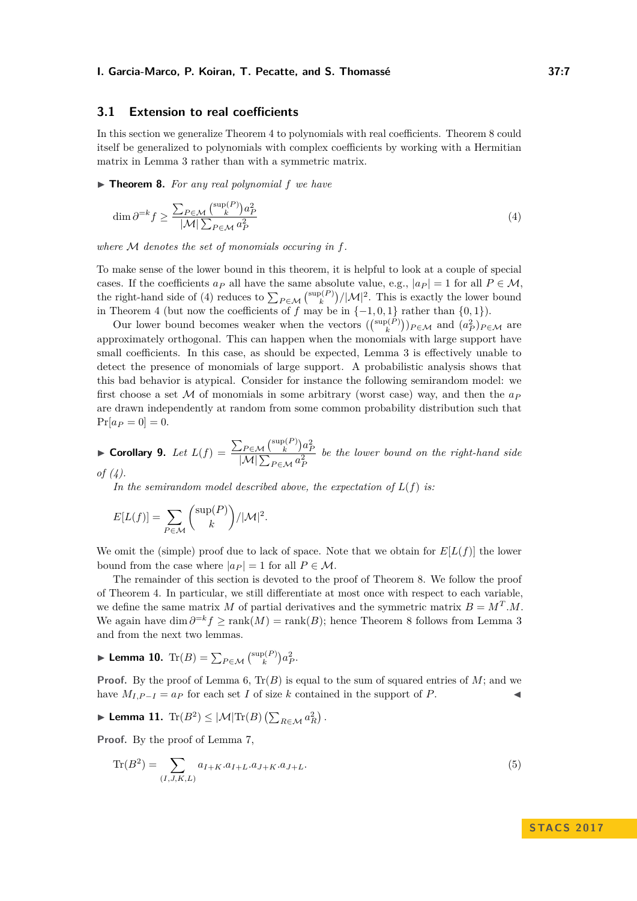## 3.1 Extension to real coefficients

In this section we generalize Theorem 4 to polynomials with real coefficients. Theorem 8 could itself be generalized to polynomials with complex coefficients by working with a Hermitian matrix in Lemma 3 rather than with a symmetric matrix.

▶ **Theorem 8.** *For any real polynomial $f$ we have*

$$\dim \partial^{=k} f \geq \frac{\sum_{P \in \mathcal{M}} \binom{\sup(P)}{k} a_P^2}{|\mathcal{M}| \sum_{P \in \mathcal{M}} a_P^2} \tag{4}$$

*where $\mathcal{M}$ denotes the set of monomials occuring in $f$.*

To make sense of the lower bound in this theorem, it is helpful to look at a couple of special cases. If the coefficients $a_P$ all have the same absolute value, e.g., $|a_P| = 1$ for all $P \in \mathcal{M}$, the right-hand side of (4) reduces to $\sum_{P \in \mathcal{M}} \binom{\sup(P)}{k} / |\mathcal{M}|^2$. This is exactly the lower bound in Theorem 4 (but now the coefficients of $f$ may be in $\{-1, 0, 1\}$ rather than $\{0, 1\}$).

Our lower bound becomes weaker when the vectors $(\binom{\sup(P)}{k})_{P \in \mathcal{M}}$ and $(a_P^2)_{P \in \mathcal{M}}$ are approximately orthogonal. This can happen when the monomials with large support have small coefficients. In this case, as should be expected, Lemma 3 is effectively unable to detect the presence of monomials of large support. A probabilistic analysis shows that this bad behavior is atypical. Consider for instance the following semirandom model: we first choose a set $\mathcal{M}$ of monomials in some arbitrary (worst case) way, and then the $a_P$ are drawn independently at random from some common probability distribution such that $\Pr[a_P = 0] = 0$.

▶ **Corollary 9.** *Let $L(f) = \dfrac{\sum_{P \in \mathcal{M}} \binom{\sup(P)}{k} a_P^2}{|\mathcal{M}| \sum_{P \in \mathcal{M}} a_P^2}$ be the lower bound on the right-hand side of (4).*

*In the semirandom model described above, the expectation of $L(f)$ is:*

$$E[L(f)] = \sum_{P \in \mathcal{M}} \binom{\sup(P)}{k} / |\mathcal{M}|^2.$$

We omit the (simple) proof due to lack of space. Note that we obtain for $E[L(f)]$ the lower bound from the case where $|a_P| = 1$ for all $P \in \mathcal{M}$.

The remainder of this section is devoted to the proof of Theorem 8. We follow the proof of Theorem 4. In particular, we still differentiate at most once with respect to each variable, we define the same matrix $M$ of partial derivatives and the symmetric matrix $B = M^T.M$. We again have $\dim \partial^{=k} f \geq \operatorname{rank}(M) = \operatorname{rank}(B)$; hence Theorem 8 follows from Lemma 3 and from the next two lemmas.

▶ **Lemma 10.** $\operatorname{Tr}(B) = \sum_{P \in \mathcal{M}} \binom{\sup(P)}{k} a_P^2$.

**Proof.** By the proof of Lemma 6, $\operatorname{Tr}(B)$ is equal to the sum of squared entries of $M$; and we have $M_{I, P-I} = a_P$ for each set $I$ of size $k$ contained in the support of $P$. ◀

▶ **Lemma 11.** $\operatorname{Tr}(B^2) \leq |\mathcal{M}| \operatorname{Tr}(B) \left(\sum_{R \in \mathcal{M}} a_R^2\right)$.

**Proof.** By the proof of Lemma 7,

$$\operatorname{Tr}(B^2) = \sum_{(I,J,K,L)} a_{I+K}.a_{I+L}.a_{J+K}.a_{J+L}. \tag{5}$$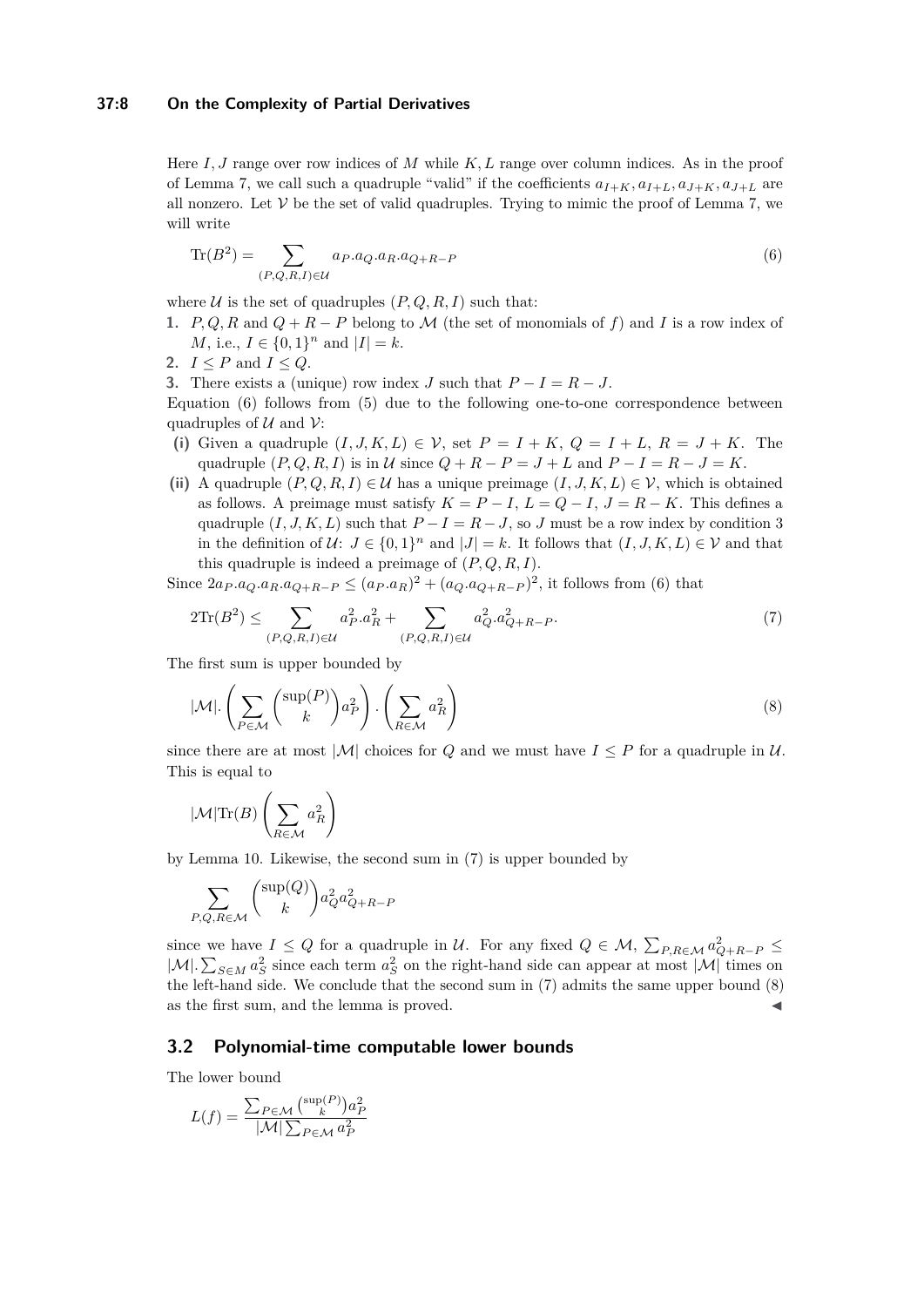Here $I, J$ range over row indices of $M$ while $K, L$ range over column indices. As in the proof of Lemma 7, we call such a quadruple "valid" if the coefficients $a_{I+K}, a_{I+L}, a_{J+K}, a_{J+L}$ are all nonzero. Let $\mathcal{V}$ be the set of valid quadruples. Trying to mimic the proof of Lemma 7, we will write

$$\mathrm{Tr}(B^2) = \sum_{(P,Q,R,I)\in\mathcal{U}} a_P.a_Q.a_R.a_{Q+R-P} \tag{6}$$

where $\mathcal{U}$ is the set of quadruples $(P, Q, R, I)$ such that:

1. $P, Q, R$ and $Q + R - P$ belong to $\mathcal{M}$ (the set of monomials of $f$) and $I$ is a row index of $M$, i.e., $I \in \{0, 1\}^n$ and $|I| = k$.
2. $I \leq P$ and $I \leq Q$.
3. There exists a (unique) row index $J$ such that $P - I = R - J$.

Equation (6) follows from (5) due to the following one-to-one correspondence between quadruples of $\mathcal{U}$ and $\mathcal{V}$:

**(i)** Given a quadruple $(I, J, K, L) \in \mathcal{V}$, set $P = I + K$, $Q = I + L$, $R = J + K$. The quadruple $(P, Q, R, I)$ is in $\mathcal{U}$ since $Q + R - P = J + L$ and $P - I = R - J = K$.

**(ii)** A quadruple $(P, Q, R, I) \in \mathcal{U}$ has a unique preimage $(I, J, K, L) \in \mathcal{V}$, which is obtained as follows. A preimage must satisfy $K = P - I$, $L = Q - I$, $J = R - K$. This defines a quadruple $(I, J, K, L)$ such that $P - I = R - J$, so $J$ must be a row index by condition 3 in the definition of $\mathcal{U}$: $J \in \{0, 1\}^n$ and $|J| = k$. It follows that $(I, J, K, L) \in \mathcal{V}$ and that this quadruple is indeed a preimage of $(P, Q, R, I)$.

Since $2a_P.a_Q.a_R.a_{Q+R-P} \leq (a_P.a_R)^2 + (a_Q.a_{Q+R-P})^2$, it follows from (6) that

$$2\mathrm{Tr}(B^2) \leq \sum_{(P,Q,R,I)\in\mathcal{U}} a_P^2.a_R^2 + \sum_{(P,Q,R,I)\in\mathcal{U}} a_Q^2.a_{Q+R-P}^2. \tag{7}$$

The first sum is upper bounded by

$$|\mathcal{M}|.\left(\sum_{P\in\mathcal{M}} \binom{\sup(P)}{k} a_P^2\right).\left(\sum_{R\in\mathcal{M}} a_R^2\right) \tag{8}$$

since there are at most $|\mathcal{M}|$ choices for $Q$ and we must have $I \leq P$ for a quadruple in $\mathcal{U}$. This is equal to

$$|\mathcal{M}|\mathrm{Tr}(B)\left(\sum_{R\in\mathcal{M}} a_R^2\right)$$

by Lemma 10. Likewise, the second sum in (7) is upper bounded by

$$\sum_{P,Q,R\in\mathcal{M}} \binom{\sup(Q)}{k} a_Q^2 a_{Q+R-P}^2$$

since we have $I \leq Q$ for a quadruple in $\mathcal{U}$. For any fixed $Q \in \mathcal{M}$, $\sum_{P,R\in\mathcal{M}} a_{Q+R-P}^2 \leq |\mathcal{M}|.\sum_{S\in M} a_S^2$ since each term $a_S^2$ on the right-hand side can appear at most $|\mathcal{M}|$ times on the left-hand side. We conclude that the second sum in (7) admits the same upper bound (8) as the first sum, and the lemma is proved. ◀

## 3.2 Polynomial-time computable lower bounds

The lower bound

$$L(f) = \frac{\sum_{P\in\mathcal{M}} \binom{\sup(P)}{k} a_P^2}{|\mathcal{M}| \sum_{P\in\mathcal{M}} a_P^2}$$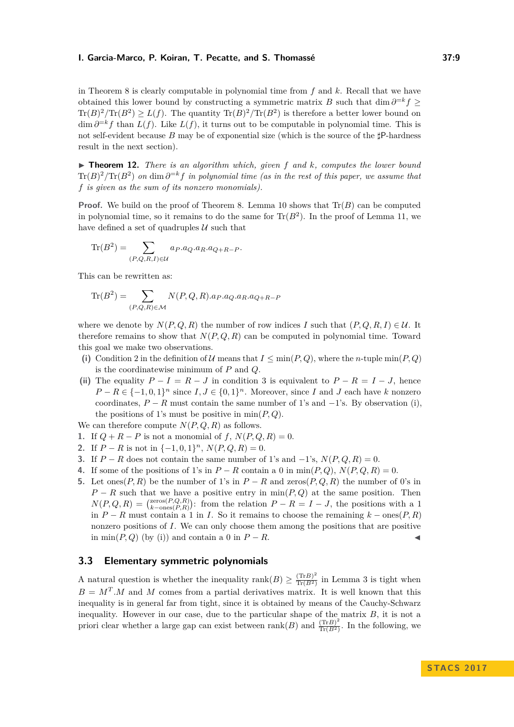in Theorem 8 is clearly computable in polynomial time from $f$ and $k$. Recall that we have obtained this lower bound by constructing a symmetric matrix $B$ such that $\dim \partial^{=k} f \geq \mathrm{Tr}(B)^2/\mathrm{Tr}(B^2) \geq L(f)$. The quantity $\mathrm{Tr}(B)^2/\mathrm{Tr}(B^2)$ is therefore a better lower bound on $\dim \partial^{=k} f$ than $L(f)$. Like $L(f)$, it turns out to be computable in polynomial time. This is not self-evident because $B$ may be of exponential size (which is the source of the $\sharp$P-hardness result in the next section).

▶ **Theorem 12.** *There is an algorithm which, given $f$ and $k$, computes the lower bound $\mathrm{Tr}(B)^2/\mathrm{Tr}(B^2)$ on $\dim \partial^{=k} f$ in polynomial time (as in the rest of this paper, we assume that $f$ is given as the sum of its nonzero monomials).*

**Proof.** We build on the proof of Theorem 8. Lemma 10 shows that $\mathrm{Tr}(B)$ can be computed in polynomial time, so it remains to do the same for $\mathrm{Tr}(B^2)$. In the proof of Lemma 11, we have defined a set of quadruples $\mathcal{U}$ such that

$$\mathrm{Tr}(B^2) = \sum_{(P,Q,R,I)\in\mathcal{U}} a_P.a_Q.a_R.a_{Q+R-P}.$$

This can be rewritten as:

$$\mathrm{Tr}(B^2) = \sum_{(P,Q,R)\in\mathcal{M}} N(P,Q,R).a_P.a_Q.a_R.a_{Q+R-P}$$

where we denote by $N(P,Q,R)$ the number of row indices $I$ such that $(P,Q,R,I) \in \mathcal{U}$. It therefore remains to show that $N(P,Q,R)$ can be computed in polynomial time. Toward this goal we make two observations.

**(i)** Condition 2 in the definition of $\mathcal{U}$ means that $I \leq \min(P,Q)$, where the $n$-tuple $\min(P,Q)$ is the coordinatewise minimum of $P$ and $Q$.

**(ii)** The equality $P - I = R - J$ in condition 3 is equivalent to $P - R = I - J$, hence $P - R \in \{-1,0,1\}^n$ since $I, J \in \{0,1\}^n$. Moreover, since $I$ and $J$ each have $k$ nonzero coordinates, $P - R$ must contain the same number of 1's and $-1$'s. By observation (i), the positions of 1's must be positive in $\min(P,Q)$.

We can therefore compute $N(P,Q,R)$ as follows.

1. If $Q + R - P$ is not a monomial of $f$, $N(P,Q,R) = 0$.
2. If $P - R$ is not in $\{-1,0,1\}^n$, $N(P,Q,R) = 0$.
3. If $P - R$ does not contain the same number of 1's and $-1$'s, $N(P,Q,R) = 0$.
4. If some of the positions of 1's in $P - R$ contain a 0 in $\min(P,Q)$, $N(P,Q,R) = 0$.
5. Let $\mathrm{ones}(P,R)$ be the number of 1's in $P - R$ and $\mathrm{zeros}(P,Q,R)$ the number of 0's in $P - R$ such that we have a positive entry in $\min(P,Q)$ at the same position. Then $N(P,Q,R) = \binom{\mathrm{zeros}(P,Q,R)}{k-\mathrm{ones}(P,R)}$: from the relation $P - R = I - J$, the positions with a 1 in $P - R$ must contain a 1 in $I$. So it remains to choose the remaining $k - \mathrm{ones}(P,R)$ nonzero positions of $I$. We can only choose them among the positions that are positive in $\min(P,Q)$ (by (i)) and contain a 0 in $P - R$. ◀

## 3.3 Elementary symmetric polynomials

A natural question is whether the inequality $\mathrm{rank}(B) \geq \frac{(\mathrm{Tr}B)^2}{\mathrm{Tr}(B^2)}$ in Lemma 3 is tight when $B = M^T.M$ and $M$ comes from a partial derivatives matrix. It is well known that this inequality is in general far from tight, since it is obtained by means of the Cauchy-Schwarz inequality. However in our case, due to the particular shape of the matrix $B$, it is not a priori clear whether a large gap can exist between $\mathrm{rank}(B)$ and $\frac{(\mathrm{Tr}B)^2}{\mathrm{Tr}(B^2)}$. In the following, we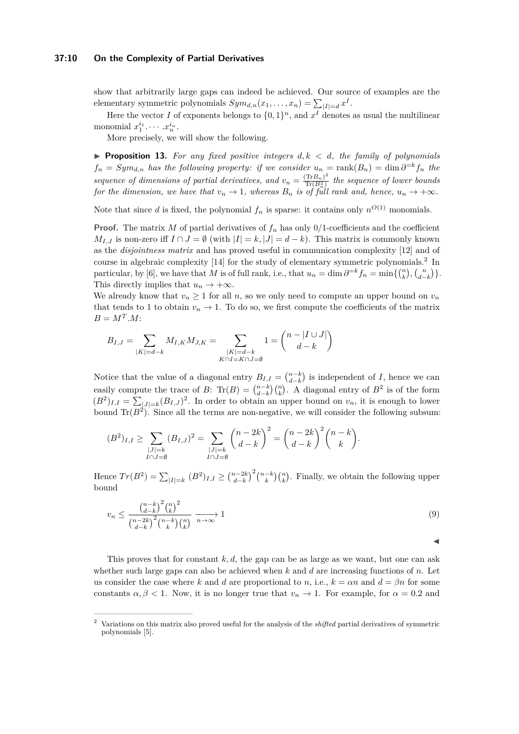show that arbitrarily large gaps can indeed be achieved. Our source of examples are the elementary symmetric polynomials $Sym_{d,n}(x_1, \dots, x_n) = \sum_{|I|=d} x^I$.

Here the vector $I$ of exponents belongs to $\{0,1\}^n$, and $x^I$ denotes as usual the multilinear monomial $x_1^{i_1} \cdot \dots \cdot x_n^{i_n}$.

More precisely, we will show the following.

▶ **Proposition 13.** *For any fixed positive integers $d, k < d$, the family of polynomials $f_n = Sym_{d,n}$ has the following property: if we consider $u_n = \mathrm{rank}(B_n) = \dim \partial^{=k} f_n$ the sequence of dimensions of partial derivatives, and $v_n = \frac{(\mathrm{Tr} B_n)^2}{\mathrm{Tr}(B_n^2)}$ the sequence of lower bounds for the dimension, we have that $v_n \to 1$, whereas $B_n$ is of full rank and, hence, $u_n \to +\infty$.*

Note that since $d$ is fixed, the polynomial $f_n$ is sparse: it contains only $n^{O(1)}$ monomials.

**Proof.** The matrix $M$ of partial derivatives of $f_n$ has only 0/1-coefficients and the coefficient $M_{I,J}$ is non-zero iff $I \cap J = \emptyset$ (with $|I| = k, |J| = d - k$). This matrix is commonly known as the *disjointness matrix* and has proved useful in communication complexity [12] and of course in algebraic complexity [14] for the study of elementary symmetric polynomials.[2] In particular, by [6], we have that $M$ is of full rank, i.e., that $u_n = \dim \partial^{=k} f_n = \min\{\binom{n}{k}, \binom{n}{d-k}\}$. This directly implies that $u_n \to +\infty$.

We already know that $v_n \geq 1$ for all $n$, so we only need to compute an upper bound on $v_n$ that tends to 1 to obtain $v_n \to 1$. To do so, we first compute the coefficients of the matrix $B = M^T.M$:

$$B_{I,J} = \sum_{|K|=d-k} M_{I,K} M_{J,K} = \sum_{\substack{|K|=d-k \\ K \cap I = K \cap J = \emptyset}} 1 = \binom{n - |I \cup J|}{d-k}$$

Notice that the value of a diagonal entry $B_{I,I} = \binom{n-k}{d-k}$ is independent of $I$, hence we can easily compute the trace of $B$: $\mathrm{Tr}(B) = \binom{n-k}{d-k}\binom{n}{k}$. A diagonal entry of $B^2$ is of the form $(B^2)_{I,I} = \sum_{|J|=k} (B_{I,J})^2$. In order to obtain an upper bound on $v_n$, it is enough to lower bound $\mathrm{Tr}(B^2)$. Since all the terms are non-negative, we will consider the following subsum:

$$(B^2)_{I,I} \geq \sum_{\substack{|J|=k \\ I \cap J = \emptyset}} (B_{I,J})^2 = \sum_{\substack{|J|=k \\ I \cap J = \emptyset}} \binom{n-2k}{d-k}^2 = \binom{n-2k}{d-k}^2 \binom{n-k}{k}.$$

Hence $Tr(B^2) = \sum_{|I|=k} (B^2)_{I,I} \geq \binom{n-2k}{d-k}^2 \binom{n-k}{k}\binom{n}{k}$. Finally, we obtain the following upper bound

$$v_n \leq \frac{\binom{n-k}{d-k}^2 \binom{n}{k}^2}{\binom{n-2k}{d-k}^2 \binom{n-k}{k}\binom{n}{k}} \xrightarrow[n \to \infty]{} 1 \tag{9}$$

◀

This proves that for constant $k, d$, the gap can be as large as we want, but one can ask whether such large gaps can also be achieved when $k$ and $d$ are increasing functions of $n$. Let us consider the case where $k$ and $d$ are proportional to $n$, i.e., $k = \alpha n$ and $d = \beta n$ for some constants $\alpha, \beta < 1$. Now, it is no longer true that $v_n \to 1$. For example, for $\alpha = 0.2$ and

---

[2] Variations on this matrix also proved useful for the analysis of the *shifted* partial derivatives of symmetric polynomials [5].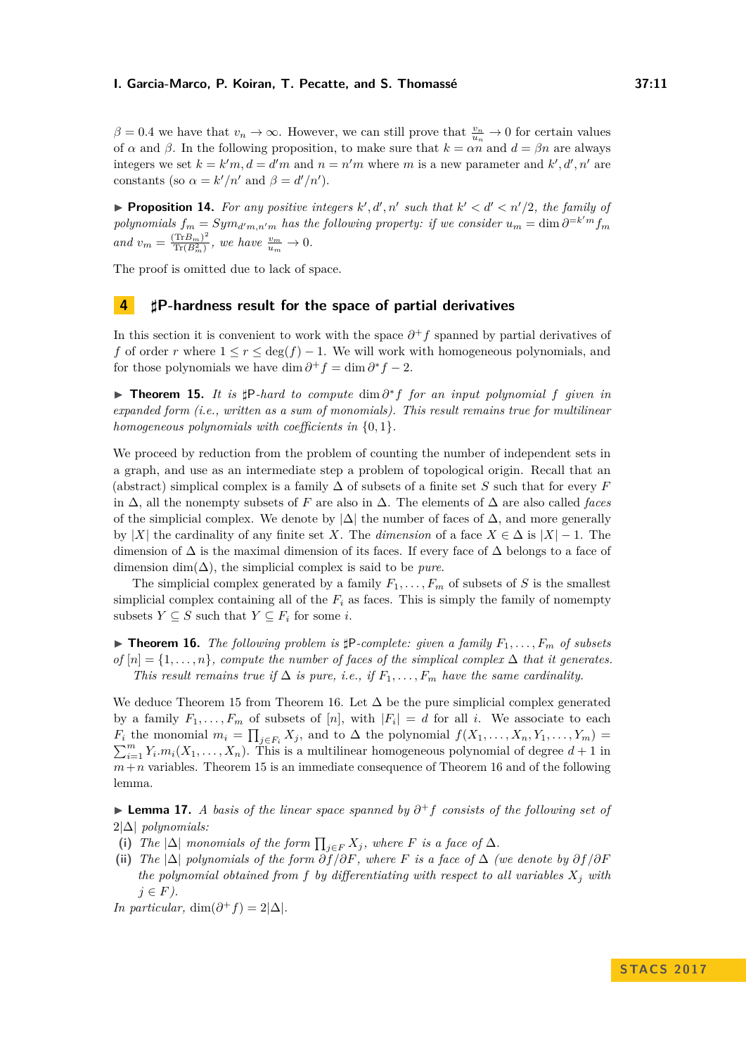$\beta = 0.4$ we have that $v_n \to \infty$. However, we can still prove that $\frac{v_n}{u_n} \to 0$ for certain values of $\alpha$ and $\beta$. In the following proposition, to make sure that $k = \alpha n$ and $d = \beta n$ are always integers we set $k = k'm, d = d'm$ and $n = n'm$ where $m$ is a new parameter and $k', d', n'$ are constants (so $\alpha = k'/n'$ and $\beta = d'/n'$).

▶ **Proposition 14.** *For any positive integers $k', d', n'$ such that $k' < d' < n'/2$, the family of polynomials $f_m = Sym_{d'm,n'm}$ has the following property: if we consider $u_m = \dim \partial^{=k'm} f_m$ and $v_m = \frac{(\mathrm{Tr} B_m)^2}{\mathrm{Tr}(B_m^2)}$, we have $\frac{v_m}{u_m} \to 0$.*

The proof is omitted due to lack of space.

## 4 ♯P-hardness result for the space of partial derivatives

In this section it is convenient to work with the space $\partial^+ f$ spanned by partial derivatives of $f$ of order $r$ where $1 \le r \le \deg(f) - 1$. We will work with homogeneous polynomials, and for those polynomials we have $\dim \partial^+ f = \dim \partial^* f - 2$.

▶ **Theorem 15.** *It is ♯P-hard to compute $\dim \partial^* f$ for an input polynomial $f$ given in expanded form (i.e., written as a sum of monomials). This result remains true for multilinear homogeneous polynomials with coefficients in $\{0, 1\}$.*

We proceed by reduction from the problem of counting the number of independent sets in a graph, and use as an intermediate step a problem of topological origin. Recall that an (abstract) simplical complex is a family $\Delta$ of subsets of a finite set $S$ such that for every $F$ in $\Delta$, all the nonempty subsets of $F$ are also in $\Delta$. The elements of $\Delta$ are also called *faces* of the simplicial complex. We denote by $|\Delta|$ the number of faces of $\Delta$, and more generally by $|X|$ the cardinality of any finite set $X$. The *dimension* of a face $X \in \Delta$ is $|X| - 1$. The dimension of $\Delta$ is the maximal dimension of its faces. If every face of $\Delta$ belongs to a face of dimension $\dim(\Delta)$, the simplicial complex is said to be *pure*.

The simplicial complex generated by a family $F_1, \dots, F_m$ of subsets of $S$ is the smallest simplicial complex containing all of the $F_i$ as faces. This is simply the family of nomempty subsets $Y \subseteq S$ such that $Y \subseteq F_i$ for some $i$.

▶ **Theorem 16.** *The following problem is ♯P-complete: given a family $F_1, \dots, F_m$ of subsets of $[n] = \{1, \dots, n\}$, compute the number of faces of the simplical complex $\Delta$ that it generates. This result remains true if $\Delta$ is pure, i.e., if $F_1, \dots, F_m$ have the same cardinality.*

We deduce Theorem 15 from Theorem 16. Let $\Delta$ be the pure simplicial complex generated by a family $F_1, \dots, F_m$ of subsets of $[n]$, with $|F_i| = d$ for all $i$. We associate to each $F_i$ the monomial $m_i = \prod_{j \in F_i} X_j$, and to $\Delta$ the polynomial $f(X_1, \dots, X_n, Y_1, \dots, Y_m) = \sum_{i=1}^{m} Y_i . m_i(X_1, \dots, X_n)$. This is a multilinear homogeneous polynomial of degree $d+1$ in $m+n$ variables. Theorem 15 is an immediate consequence of Theorem 16 and of the following lemma.

▶ **Lemma 17.** *A basis of the linear space spanned by $\partial^+ f$ consists of the following set of $2|\Delta|$ polynomials:*

**(i)** *The $|\Delta|$ monomials of the form $\prod_{j \in F} X_j$, where $F$ is a face of $\Delta$.*

**(ii)** *The $|\Delta|$ polynomials of the form $\partial f / \partial F$, where $F$ is a face of $\Delta$ (we denote by $\partial f / \partial F$ the polynomial obtained from $f$ by differentiating with respect to all variables $X_j$ with $j \in F$).*

*In particular, $\dim(\partial^+ f) = 2|\Delta|$.*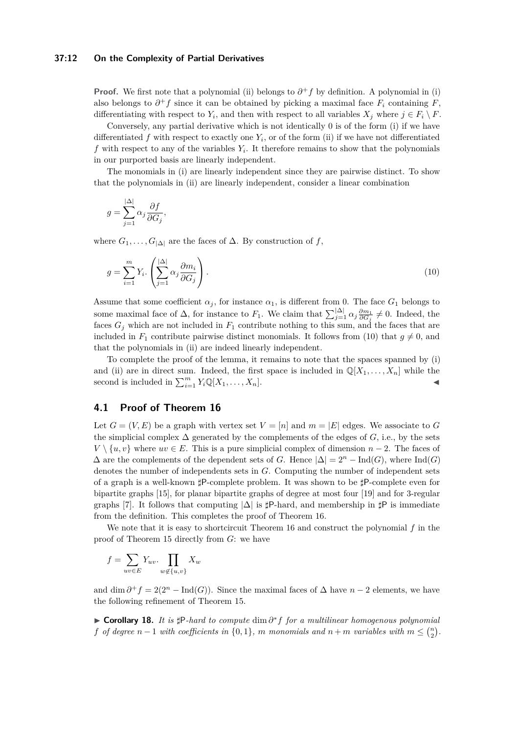**Proof.** We first note that a polynomial (ii) belongs to $\partial^+ f$ by definition. A polynomial in (i) also belongs to $\partial^+ f$ since it can be obtained by picking a maximal face $F_i$ containing $F$, differentiating with respect to $Y_i$, and then with respect to all variables $X_j$ where $j \in F_i \setminus F$.

Conversely, any partial derivative which is not identically 0 is of the form (i) if we have differentiated $f$ with respect to exactly one $Y_i$, or of the form (ii) if we have not differentiated $f$ with respect to any of the variables $Y_i$. It therefore remains to show that the polynomials in our purported basis are linearly independent.

The monomials in (i) are linearly independent since they are pairwise distinct. To show that the polynomials in (ii) are linearly independent, consider a linear combination

$$g = \sum_{j=1}^{|\Delta|} \alpha_j \frac{\partial f}{\partial G_j},$$

where $G_1, \ldots, G_{|\Delta|}$ are the faces of $\Delta$. By construction of $f$,

$$g = \sum_{i=1}^{m} Y_i . \left( \sum_{j=1}^{|\Delta|} \alpha_j \frac{\partial m_i}{\partial G_j} \right). \tag{10}$$

Assume that some coefficient $\alpha_j$, for instance $\alpha_1$, is different from 0. The face $G_1$ belongs to some maximal face of $\Delta$, for instance to $F_1$. We claim that $\sum_{j=1}^{|\Delta|} \alpha_j \frac{\partial m_1}{\partial G_j} \neq 0$. Indeed, the faces $G_j$ which are not included in $F_1$ contribute nothing to this sum, and the faces that are included in $F_1$ contribute pairwise distinct monomials. It follows from (10) that $g \neq 0$, and that the polynomials in (ii) are indeed linearly independent.

To complete the proof of the lemma, it remains to note that the spaces spanned by (i) and (ii) are in direct sum. Indeed, the first space is included in $\mathbb{Q}[X_1, \ldots, X_n]$ while the second is included in $\sum_{i=1}^{m} Y_i \mathbb{Q}[X_1, \ldots, X_n]$. ◀

## 4.1 Proof of Theorem 16

Let $G = (V, E)$ be a graph with vertex set $V = [n]$ and $m = |E|$ edges. We associate to $G$ the simplicial complex $\Delta$ generated by the complements of the edges of $G$, i.e., by the sets $V \setminus \{u, v\}$ where $uv \in E$. This is a pure simplicial complex of dimension $n - 2$. The faces of $\Delta$ are the complements of the dependent sets of $G$. Hence $|\Delta| = 2^n - \mathrm{Ind}(G)$, where $\mathrm{Ind}(G)$ denotes the number of independents sets in $G$. Computing the number of independent sets of a graph is a well-known ♯P-complete problem. It was shown to be ♯P-complete even for bipartite graphs [15], for planar bipartite graphs of degree at most four [19] and for 3-regular graphs [7]. It follows that computing $|\Delta|$ is ♯P-hard, and membership in ♯P is immediate from the definition. This completes the proof of Theorem 16.

We note that it is easy to shortcircuit Theorem 16 and construct the polynomial $f$ in the proof of Theorem 15 directly from $G$: we have

$$f = \sum_{uv \in E} Y_{uv} . \prod_{w \notin \{u,v\}} X_w$$

and $\dim \partial^+ f = 2(2^n - \mathrm{Ind}(G))$. Since the maximal faces of $\Delta$ have $n - 2$ elements, we have the following refinement of Theorem 15.

▶ **Corollary 18.** *It is ♯P-hard to compute* $\dim \partial^* f$ *for a multilinear homogenous polynomial* $f$ *of degree* $n - 1$ *with coefficients in* $\{0, 1\}$*,* $m$ *monomials and* $n + m$ *variables with* $m \leq \binom{n}{2}$*.*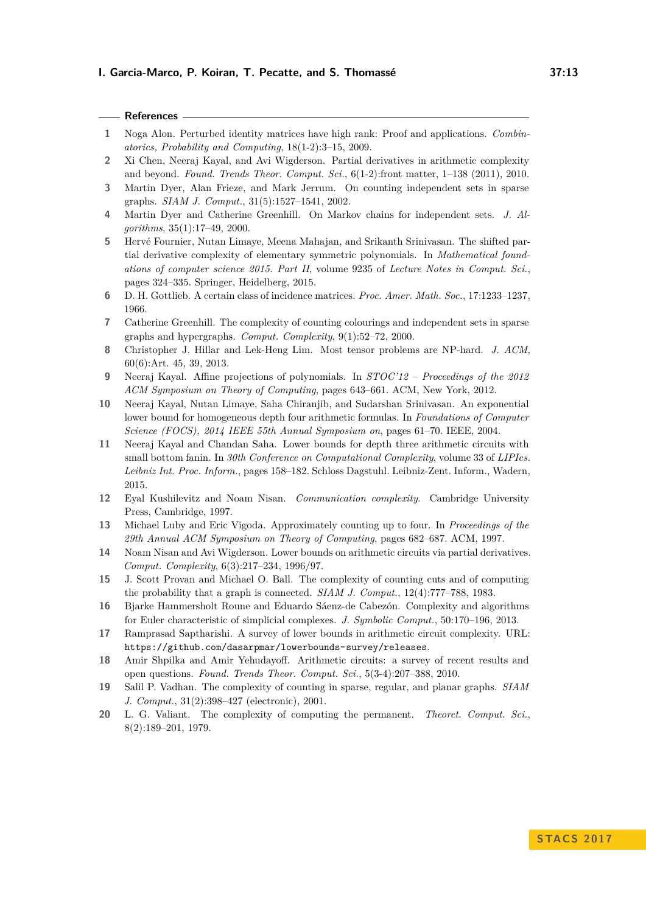## References

1. Noga Alon. Perturbed identity matrices have high rank: Proof and applications. *Combinatorics, Probability and Computing*, 18(1-2):3–15, 2009.
2. Xi Chen, Neeraj Kayal, and Avi Wigderson. Partial derivatives in arithmetic complexity and beyond. *Found. Trends Theor. Comput. Sci.*, 6(1-2):front matter, 1–138 (2011), 2010.
3. Martin Dyer, Alan Frieze, and Mark Jerrum. On counting independent sets in sparse graphs. *SIAM J. Comput.*, 31(5):1527–1541, 2002.
4. Martin Dyer and Catherine Greenhill. On Markov chains for independent sets. *J. Algorithms*, 35(1):17–49, 2000.
5. Hervé Fournier, Nutan Limaye, Meena Mahajan, and Srikanth Srinivasan. The shifted partial derivative complexity of elementary symmetric polynomials. In *Mathematical foundations of computer science 2015. Part II*, volume 9235 of *Lecture Notes in Comput. Sci.*, pages 324–335. Springer, Heidelberg, 2015.
6. D. H. Gottlieb. A certain class of incidence matrices. *Proc. Amer. Math. Soc.*, 17:1233–1237, 1966.
7. Catherine Greenhill. The complexity of counting colourings and independent sets in sparse graphs and hypergraphs. *Comput. Complexity*, 9(1):52–72, 2000.
8. Christopher J. Hillar and Lek-Heng Lim. Most tensor problems are NP-hard. *J. ACM*, 60(6):Art. 45, 39, 2013.
9. Neeraj Kayal. Affine projections of polynomials. In *STOC'12 – Proceedings of the 2012 ACM Symposium on Theory of Computing*, pages 643–661. ACM, New York, 2012.
10. Neeraj Kayal, Nutan Limaye, Saha Chiranjib, and Sudarshan Srinivasan. An exponential lower bound for homogeneous depth four arithmetic formulas. In *Foundations of Computer Science (FOCS), 2014 IEEE 55th Annual Symposium on*, pages 61–70. IEEE, 2004.
11. Neeraj Kayal and Chandan Saha. Lower bounds for depth three arithmetic circuits with small bottom fanin. In *30th Conference on Computational Complexity*, volume 33 of *LIPIcs. Leibniz Int. Proc. Inform.*, pages 158–182. Schloss Dagstuhl. Leibniz-Zent. Inform., Wadern, 2015.
12. Eyal Kushilevitz and Noam Nisan. *Communication complexity*. Cambridge University Press, Cambridge, 1997.
13. Michael Luby and Eric Vigoda. Approximately counting up to four. In *Proceedings of the 29th Annual ACM Symposium on Theory of Computing*, pages 682–687. ACM, 1997.
14. Noam Nisan and Avi Wigderson. Lower bounds on arithmetic circuits via partial derivatives. *Comput. Complexity*, 6(3):217–234, 1996/97.
15. J. Scott Provan and Michael O. Ball. The complexity of counting cuts and of computing the probability that a graph is connected. *SIAM J. Comput.*, 12(4):777–788, 1983.
16. Bjarke Hammersholt Roune and Eduardo Sáenz-de Cabezón. Complexity and algorithms for Euler characteristic of simplicial complexes. *J. Symbolic Comput.*, 50:170–196, 2013.
17. Ramprasad Saptharishi. A survey of lower bounds in arithmetic circuit complexity. URL: https://github.com/dasarpmar/lowerbounds-survey/releases.
18. Amir Shpilka and Amir Yehudayoff. Arithmetic circuits: a survey of recent results and open questions. *Found. Trends Theor. Comput. Sci.*, 5(3-4):207–388, 2010.
19. Salil P. Vadhan. The complexity of counting in sparse, regular, and planar graphs. *SIAM J. Comput.*, 31(2):398–427 (electronic), 2001.
20. L. G. Valiant. The complexity of computing the permanent. *Theoret. Comput. Sci.*, 8(2):189–201, 1979.